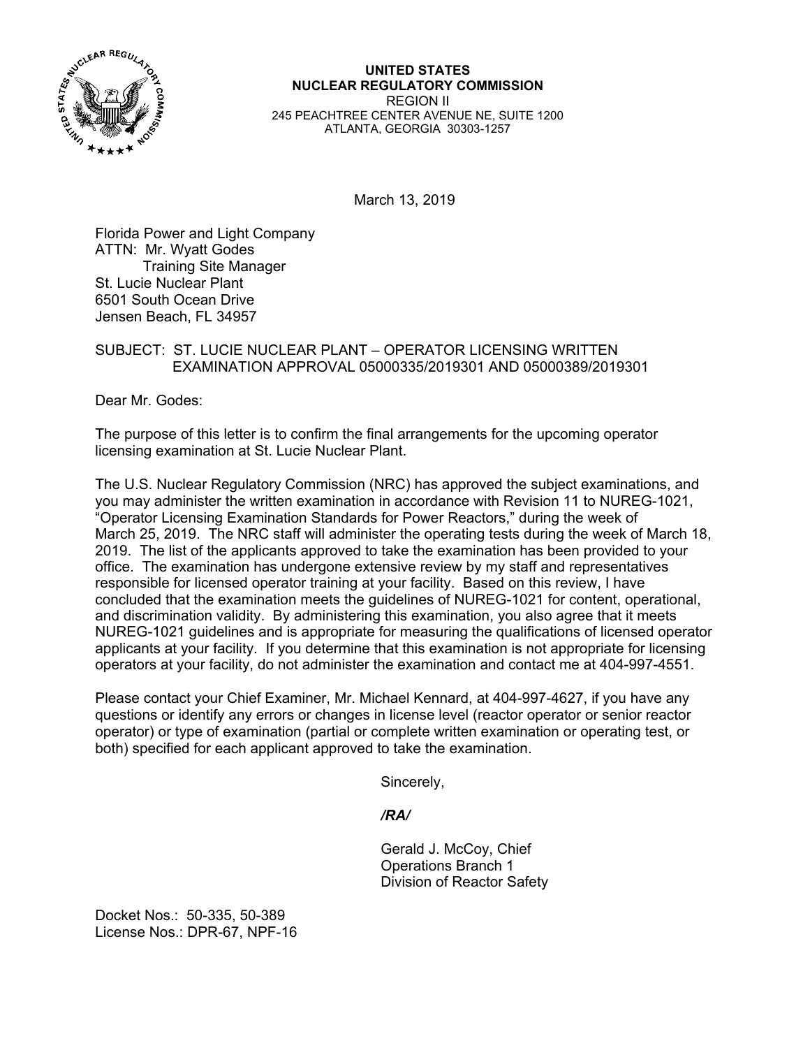**UNITED STATES**
**NUCLEAR REGULATORY COMMISSION**
REGION II
245 PEACHTREE CENTER AVENUE NE, SUITE 1200
ATLANTA, GEORGIA 30303-1257

March 13, 2019

Florida Power and Light Company
ATTN: Mr. Wyatt Godes
Training Site Manager
St. Lucie Nuclear Plant
6501 South Ocean Drive
Jensen Beach, FL 34957

SUBJECT: ST. LUCIE NUCLEAR PLANT – OPERATOR LICENSING WRITTEN EXAMINATION APPROVAL 05000335/2019301 AND 05000389/2019301

Dear Mr. Godes:

The purpose of this letter is to confirm the final arrangements for the upcoming operator licensing examination at St. Lucie Nuclear Plant.

The U.S. Nuclear Regulatory Commission (NRC) has approved the subject examinations, and you may administer the written examination in accordance with Revision 11 to NUREG-1021, "Operator Licensing Examination Standards for Power Reactors," during the week of March 25, 2019. The NRC staff will administer the operating tests during the week of March 18, 2019. The list of the applicants approved to take the examination has been provided to your office. The examination has undergone extensive review by my staff and representatives responsible for licensed operator training at your facility. Based on this review, I have concluded that the examination meets the guidelines of NUREG-1021 for content, operational, and discrimination validity. By administering this examination, you also agree that it meets NUREG-1021 guidelines and is appropriate for measuring the qualifications of licensed operator applicants at your facility. If you determine that this examination is not appropriate for licensing operators at your facility, do not administer the examination and contact me at 404-997-4551.

Please contact your Chief Examiner, Mr. Michael Kennard, at 404-997-4627, if you have any questions or identify any errors or changes in license level (reactor operator or senior reactor operator) or type of examination (partial or complete written examination or operating test, or both) specified for each applicant approved to take the examination.

Sincerely,

*/RA/*

Gerald J. McCoy, Chief
Operations Branch 1
Division of Reactor Safety

Docket Nos.: 50-335, 50-389
License Nos.: DPR-67, NPF-16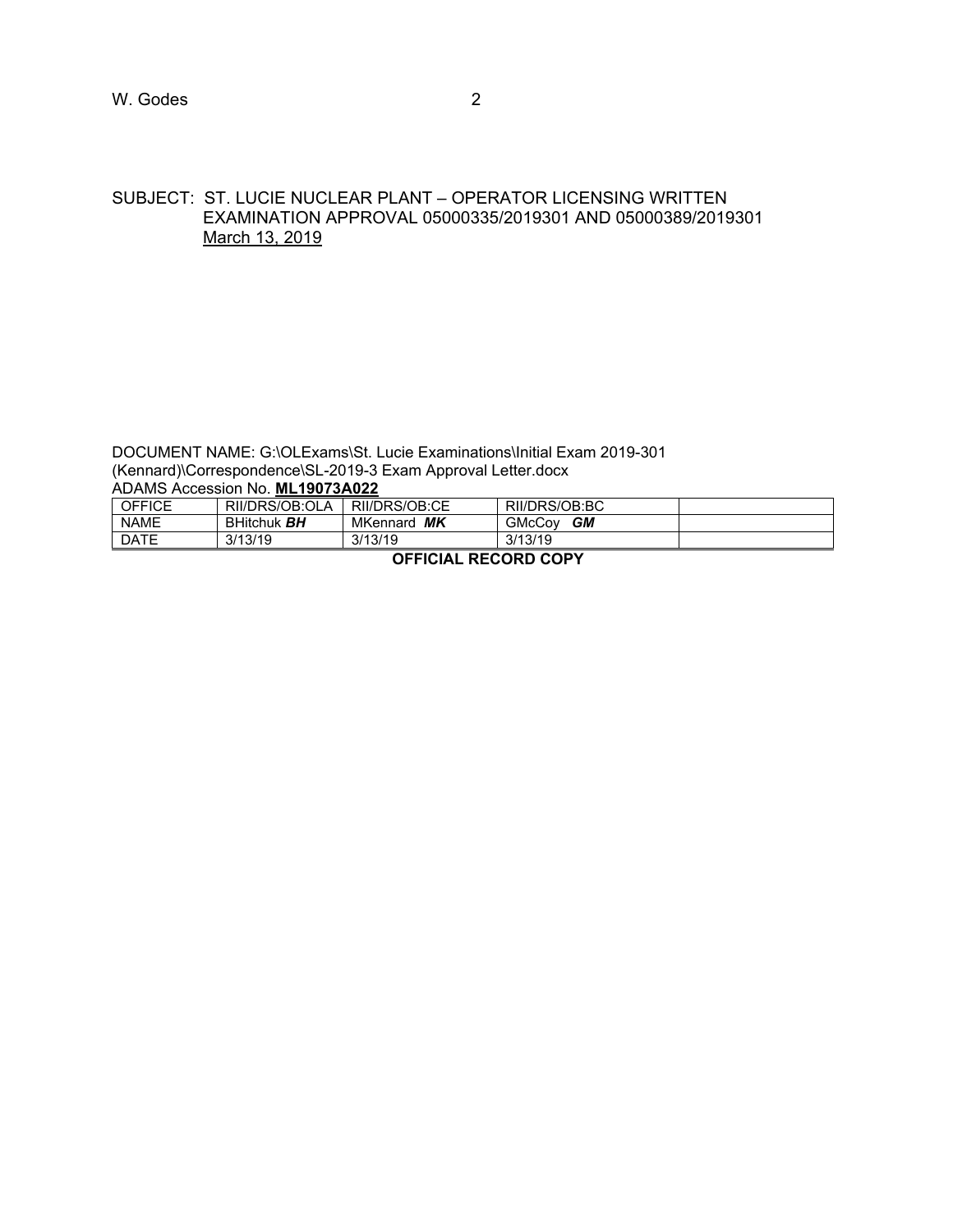SUBJECT: ST. LUCIE NUCLEAR PLANT – OPERATOR LICENSING WRITTEN EXAMINATION APPROVAL 05000335/2019301 AND 05000389/2019301 March 13, 2019

DOCUMENT NAME: G:\OLExams\St. Lucie Examinations\Initial Exam 2019-301 (Kennard)\Correspondence\SL-2019-3 Exam Approval Letter.docx

ADAMS Accession No. **ML19073A022**

| OFFICE | RII/DRS/OB:OLA | RII/DRS/OB:CE | RII/DRS/OB:BC | |
|---|---|---|---|---|
| NAME | BHitchuk ***BH*** | MKennard ***MK*** | GMcCoy ***GM*** | |
| DATE | 3/13/19 | 3/13/19 | 3/13/19 | |

**OFFICIAL RECORD COPY**